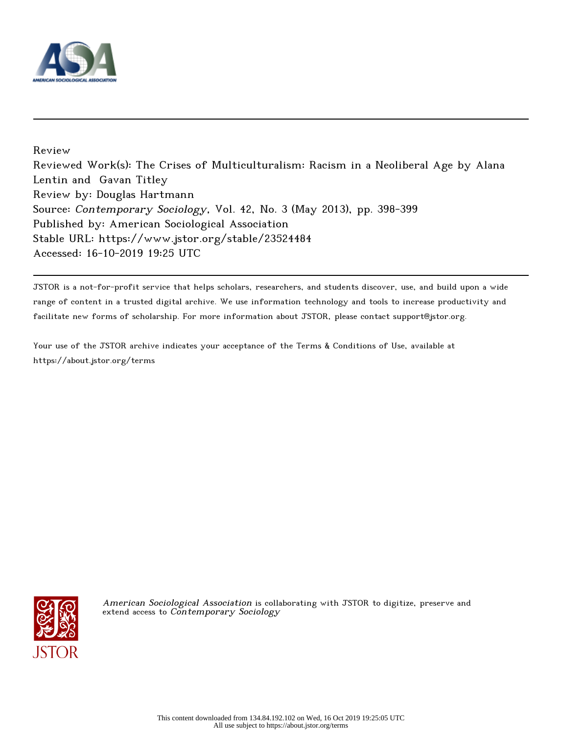Review

Reviewed Work(s): The Crises of Multiculturalism: Racism in a Neoliberal Age by Alana Lentin and Gavan Titley

Review by: Douglas Hartmann

Source: *Contemporary Sociology*, Vol. 42, No. 3 (May 2013), pp. 398-399

Published by: American Sociological Association

Stable URL: https://www.jstor.org/stable/23524484

Accessed: 16-10-2019 19:25 UTC

---

JSTOR is a not-for-profit service that helps scholars, researchers, and students discover, use, and build upon a wide range of content in a trusted digital archive. We use information technology and tools to increase productivity and facilitate new forms of scholarship. For more information about JSTOR, please contact support@jstor.org.

Your use of the JSTOR archive indicates your acceptance of the Terms & Conditions of Use, available at https://about.jstor.org/terms

*American Sociological Association* is collaborating with JSTOR to digitize, preserve and extend access to *Contemporary Sociology*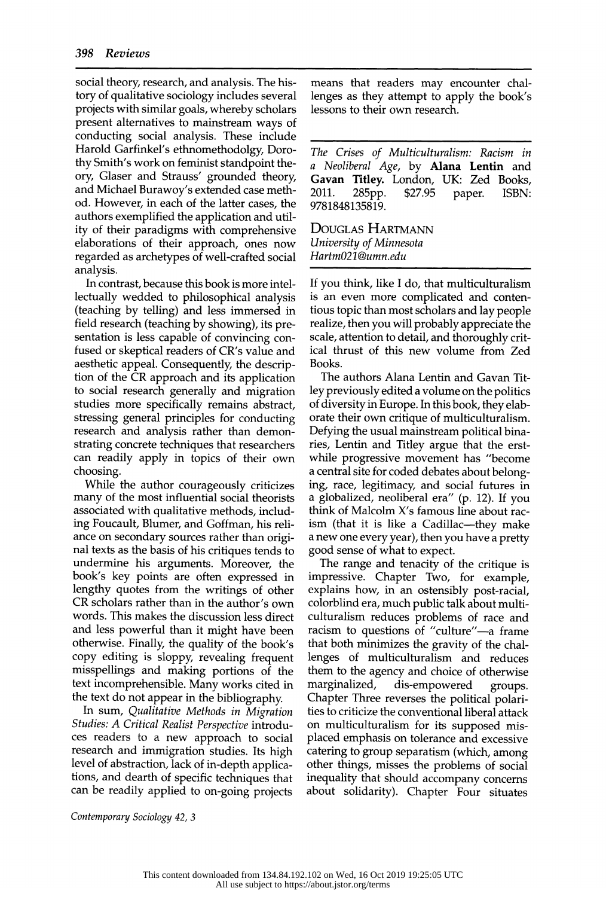social theory, research, and analysis. The history of qualitative sociology includes several projects with similar goals, whereby scholars present alternatives to mainstream ways of conducting social analysis. These include Harold Garfinkel's ethnomethodolgy, Dorothy Smith's work on feminist standpoint theory, Glaser and Strauss' grounded theory, and Michael Burawoy's extended case method. However, in each of the latter cases, the authors exemplified the application and utility of their paradigms with comprehensive elaborations of their approach, ones now regarded as archetypes of well-crafted social analysis.

In contrast, because this book is more intellectually wedded to philosophical analysis (teaching by telling) and less immersed in field research (teaching by showing), its presentation is less capable of convincing confused or skeptical readers of CR's value and aesthetic appeal. Consequently, the description of the CR approach and its application to social research generally and migration studies more specifically remains abstract, stressing general principles for conducting research and analysis rather than demonstrating concrete techniques that researchers can readily apply in topics of their own choosing.

While the author courageously criticizes many of the most influential social theorists associated with qualitative methods, including Foucault, Blumer, and Goffman, his reliance on secondary sources rather than original texts as the basis of his critiques tends to undermine his arguments. Moreover, the book's key points are often expressed in lengthy quotes from the writings of other CR scholars rather than in the author's own words. This makes the discussion less direct and less powerful than it might have been otherwise. Finally, the quality of the book's copy editing is sloppy, revealing frequent misspellings and making portions of the text incomprehensible. Many works cited in the text do not appear in the bibliography.

In sum, *Qualitative Methods in Migration Studies: A Critical Realist Perspective* introduces readers to a new approach to social research and immigration studies. Its high level of abstraction, lack of in-depth applications, and dearth of specific techniques that can be readily applied to on-going projects means that readers may encounter challenges as they attempt to apply the book's lessons to their own research.

---

*The Crises of Multiculturalism: Racism in a Neoliberal Age*, by **Alana Lentin** and **Gavan Titley.** London, UK: Zed Books, 2011. 285pp. $27.95 paper. ISBN: 9781848135819.

DOUGLAS HARTMANN
*University of Minnesota*
*Hartm021@umn.edu*

---

If you think, like I do, that multiculturalism is an even more complicated and contentious topic than most scholars and lay people realize, then you will probably appreciate the scale, attention to detail, and thoroughly critical thrust of this new volume from Zed Books.

The authors Alana Lentin and Gavan Titley previously edited a volume on the politics of diversity in Europe. In this book, they elaborate their own critique of multiculturalism. Defying the usual mainstream political binaries, Lentin and Titley argue that the erstwhile progressive movement has "become a central site for coded debates about belonging, race, legitimacy, and social futures in a globalized, neoliberal era" (p. 12). If you think of Malcolm X's famous line about racism (that it is like a Cadillac—they make a new one every year), then you have a pretty good sense of what to expect.

The range and tenacity of the critique is impressive. Chapter Two, for example, explains how, in an ostensibly post-racial, colorblind era, much public talk about multiculturalism reduces problems of race and racism to questions of "culture"—a frame that both minimizes the gravity of the challenges of multiculturalism and reduces them to the agency and choice of otherwise marginalized, dis-empowered groups. Chapter Three reverses the political polarities to criticize the conventional liberal attack on multiculturalism for its supposed misplaced emphasis on tolerance and excessive catering to group separatism (which, among other things, misses the problems of social inequality that should accompany concerns about solidarity). Chapter Four situates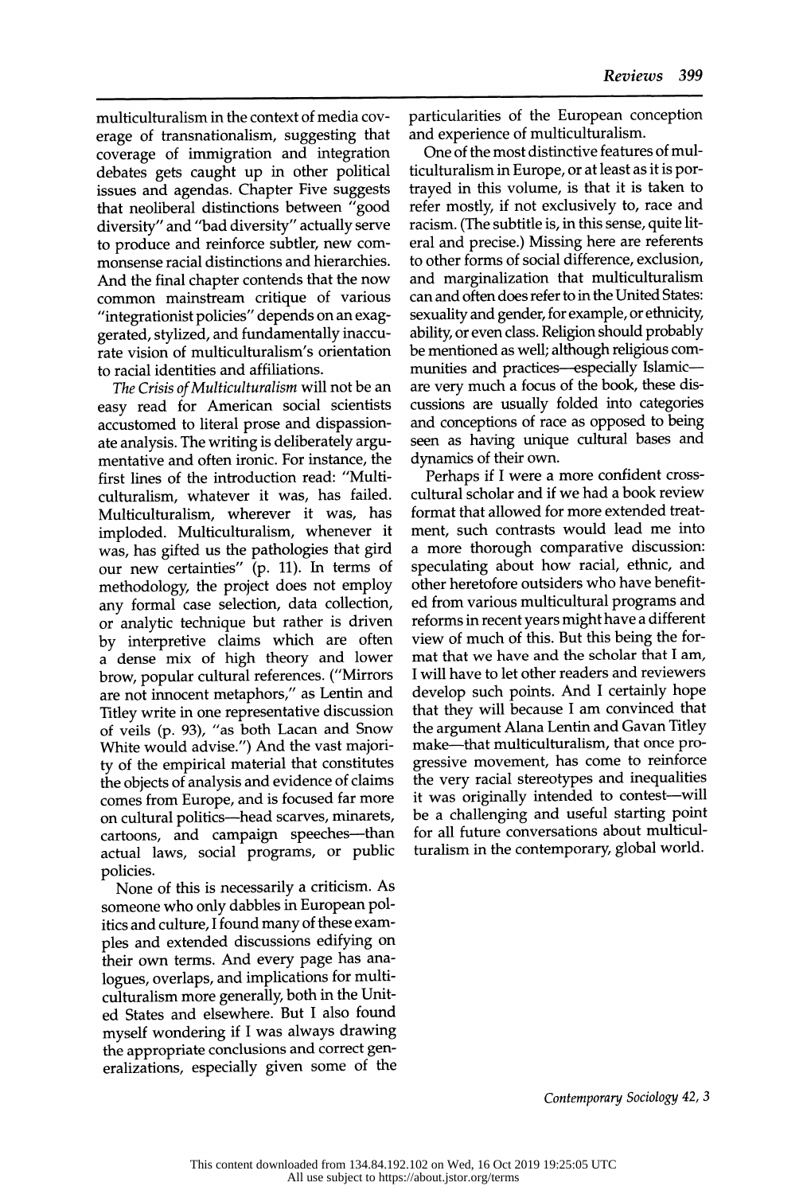multiculturalism in the context of media coverage of transnationalism, suggesting that coverage of immigration and integration debates gets caught up in other political issues and agendas. Chapter Five suggests that neoliberal distinctions between "good diversity" and "bad diversity" actually serve to produce and reinforce subtler, new commonsense racial distinctions and hierarchies. And the final chapter contends that the now common mainstream critique of various "integrationist policies" depends on an exaggerated, stylized, and fundamentally inaccurate vision of multiculturalism's orientation to racial identities and affiliations.

*The Crisis of Multiculturalism* will not be an easy read for American social scientists accustomed to literal prose and dispassionate analysis. The writing is deliberately argumentative and often ironic. For instance, the first lines of the introduction read: "Multiculturalism, whatever it was, has failed. Multiculturalism, wherever it was, has imploded. Multiculturalism, whenever it was, has gifted us the pathologies that gird our new certainties" (p. 11). In terms of methodology, the project does not employ any formal case selection, data collection, or analytic technique but rather is driven by interpretive claims which are often a dense mix of high theory and lower brow, popular cultural references. ("Mirrors are not innocent metaphors," as Lentin and Titley write in one representative discussion of veils (p. 93), "as both Lacan and Snow White would advise.") And the vast majority of the empirical material that constitutes the objects of analysis and evidence of claims comes from Europe, and is focused far more on cultural politics—head scarves, minarets, cartoons, and campaign speeches—than actual laws, social programs, or public policies.

None of this is necessarily a criticism. As someone who only dabbles in European politics and culture, I found many of these examples and extended discussions edifying on their own terms. And every page has analogues, overlaps, and implications for multiculturalism more generally, both in the United States and elsewhere. But I also found myself wondering if I was always drawing the appropriate conclusions and correct generalizations, especially given some of the particularities of the European conception and experience of multiculturalism.

One of the most distinctive features of multiculturalism in Europe, or at least as it is portrayed in this volume, is that it is taken to refer mostly, if not exclusively to, race and racism. (The subtitle is, in this sense, quite literal and precise.) Missing here are referents to other forms of social difference, exclusion, and marginalization that multiculturalism can and often does refer to in the United States: sexuality and gender, for example, or ethnicity, ability, or even class. Religion should probably be mentioned as well; although religious communities and practices—especially Islamic—are very much a focus of the book, these discussions are usually folded into categories and conceptions of race as opposed to being seen as having unique cultural bases and dynamics of their own.

Perhaps if I were a more confident cross-cultural scholar and if we had a book review format that allowed for more extended treatment, such contrasts would lead me into a more thorough comparative discussion: speculating about how racial, ethnic, and other heretofore outsiders who have benefited from various multicultural programs and reforms in recent years might have a different view of much of this. But this being the format that we have and the scholar that I am, I will have to let other readers and reviewers develop such points. And I certainly hope that they will because I am convinced that the argument Alana Lentin and Gavan Titley make—that multiculturalism, that once progressive movement, has come to reinforce the very racial stereotypes and inequalities it was originally intended to contest—will be a challenging and useful starting point for all future conversations about multiculturalism in the contemporary, global world.